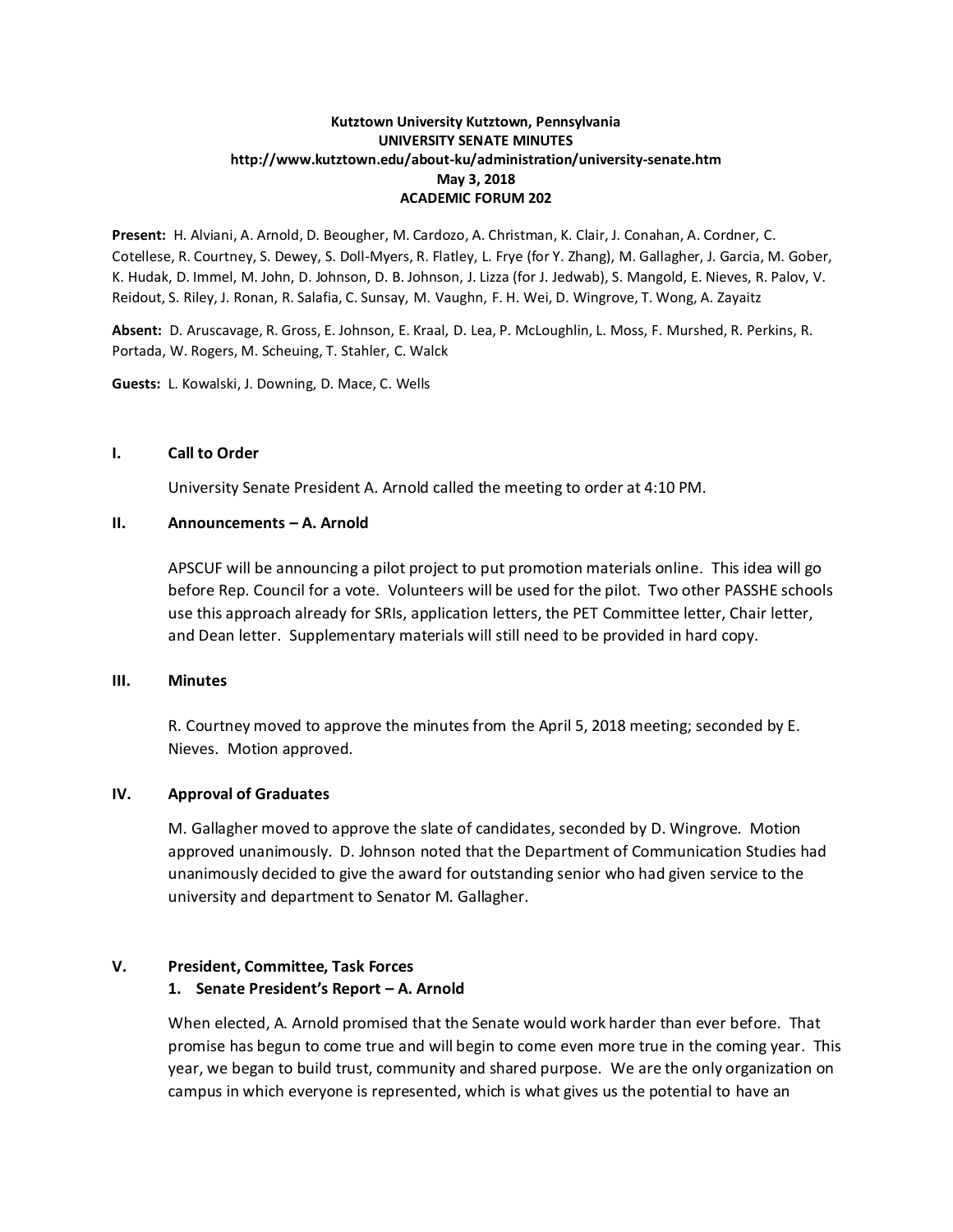**Kutztown University Kutztown, Pennsylvania**
**UNIVERSITY SENATE MINUTES**
**http://www.kutztown.edu/about-ku/administration/university-senate.htm**
**May 3, 2018**
**ACADEMIC FORUM 202**

**Present:** H. Alviani, A. Arnold, D. Beougher, M. Cardozo, A. Christman, K. Clair, J. Conahan, A. Cordner, C. Cotellese, R. Courtney, S. Dewey, S. Doll-Myers, R. Flatley, L. Frye (for Y. Zhang), M. Gallagher, J. Garcia, M. Gober, K. Hudak, D. Immel, M. John, D. Johnson, D. B. Johnson, J. Lizza (for J. Jedwab), S. Mangold, E. Nieves, R. Palov, V. Reidout, S. Riley, J. Ronan, R. Salafia, C. Sunsay, M. Vaughn, F. H. Wei, D. Wingrove, T. Wong, A. Zayaitz

**Absent:** D. Aruscavage, R. Gross, E. Johnson, E. Kraal, D. Lea, P. McLoughlin, L. Moss, F. Murshed, R. Perkins, R. Portada, W. Rogers, M. Scheuing, T. Stahler, C. Walck

**Guests:** L. Kowalski, J. Downing, D. Mace, C. Wells

## I. Call to Order

University Senate President A. Arnold called the meeting to order at 4:10 PM.

## II. Announcements – A. Arnold

APSCUF will be announcing a pilot project to put promotion materials online. This idea will go before Rep. Council for a vote. Volunteers will be used for the pilot. Two other PASSHE schools use this approach already for SRIs, application letters, the PET Committee letter, Chair letter, and Dean letter. Supplementary materials will still need to be provided in hard copy.

## III. Minutes

R. Courtney moved to approve the minutes from the April 5, 2018 meeting; seconded by E. Nieves. Motion approved.

## IV. Approval of Graduates

M. Gallagher moved to approve the slate of candidates, seconded by D. Wingrove. Motion approved unanimously. D. Johnson noted that the Department of Communication Studies had unanimously decided to give the award for outstanding senior who had given service to the university and department to Senator M. Gallagher.

## V. President, Committee, Task Forces

### 1. Senate President's Report – A. Arnold

When elected, A. Arnold promised that the Senate would work harder than ever before. That promise has begun to come true and will begin to come even more true in the coming year. This year, we began to build trust, community and shared purpose. We are the only organization on campus in which everyone is represented, which is what gives us the potential to have an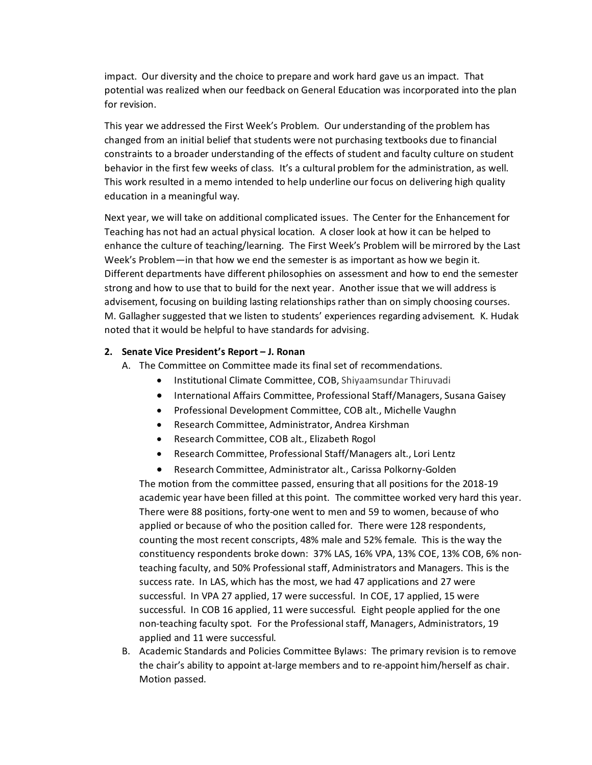impact. Our diversity and the choice to prepare and work hard gave us an impact. That potential was realized when our feedback on General Education was incorporated into the plan for revision.

This year we addressed the First Week's Problem. Our understanding of the problem has changed from an initial belief that students were not purchasing textbooks due to financial constraints to a broader understanding of the effects of student and faculty culture on student behavior in the first few weeks of class. It's a cultural problem for the administration, as well. This work resulted in a memo intended to help underline our focus on delivering high quality education in a meaningful way.

Next year, we will take on additional complicated issues. The Center for the Enhancement for Teaching has not had an actual physical location. A closer look at how it can be helped to enhance the culture of teaching/learning. The First Week's Problem will be mirrored by the Last Week's Problem—in that how we end the semester is as important as how we begin it. Different departments have different philosophies on assessment and how to end the semester strong and how to use that to build for the next year. Another issue that we will address is advisement, focusing on building lasting relationships rather than on simply choosing courses. M. Gallagher suggested that we listen to students' experiences regarding advisement. K. Hudak noted that it would be helpful to have standards for advising.

**2. Senate Vice President's Report – J. Ronan**

A. The Committee on Committee made its final set of recommendations.

- Institutional Climate Committee, COB, Shiyaamsundar Thiruvadi
- International Affairs Committee, Professional Staff/Managers, Susana Gaisey
- Professional Development Committee, COB alt., Michelle Vaughn
- Research Committee, Administrator, Andrea Kirshman
- Research Committee, COB alt., Elizabeth Rogol
- Research Committee, Professional Staff/Managers alt., Lori Lentz
- Research Committee, Administrator alt., Carissa Polkorny-Golden

The motion from the committee passed, ensuring that all positions for the 2018-19 academic year have been filled at this point. The committee worked very hard this year. There were 88 positions, forty-one went to men and 59 to women, because of who applied or because of who the position called for. There were 128 respondents, counting the most recent conscripts, 48% male and 52% female. This is the way the constituency respondents broke down: 37% LAS, 16% VPA, 13% COE, 13% COB, 6% non-teaching faculty, and 50% Professional staff, Administrators and Managers. This is the success rate. In LAS, which has the most, we had 47 applications and 27 were successful. In VPA 27 applied, 17 were successful. In COE, 17 applied, 15 were successful. In COB 16 applied, 11 were successful. Eight people applied for the one non-teaching faculty spot. For the Professional staff, Managers, Administrators, 19 applied and 11 were successful.

B. Academic Standards and Policies Committee Bylaws: The primary revision is to remove the chair's ability to appoint at-large members and to re-appoint him/herself as chair. Motion passed.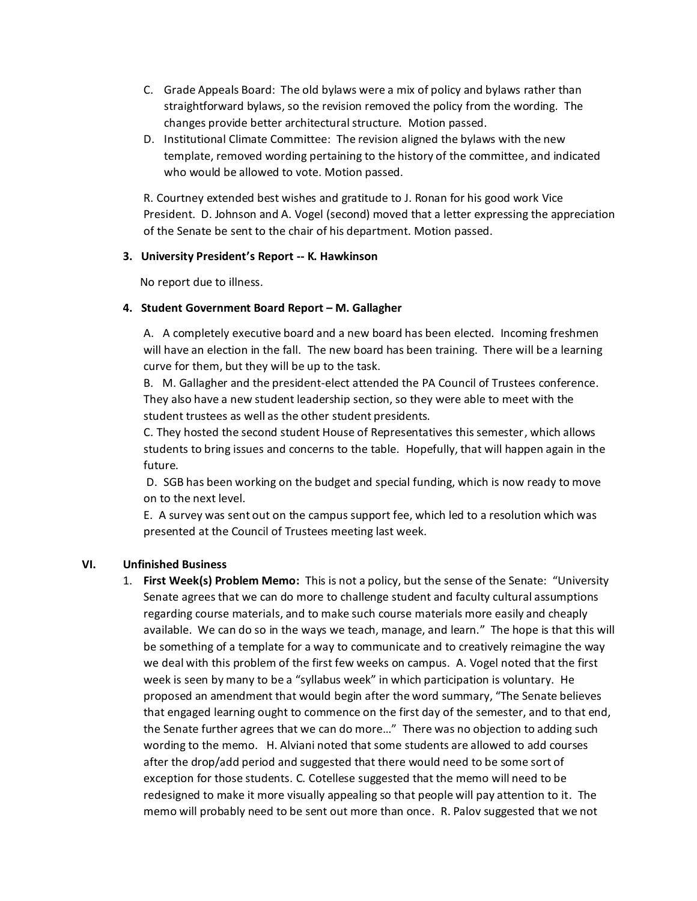C. Grade Appeals Board: The old bylaws were a mix of policy and bylaws rather than straightforward bylaws, so the revision removed the policy from the wording. The changes provide better architectural structure. Motion passed.

D. Institutional Climate Committee: The revision aligned the bylaws with the new template, removed wording pertaining to the history of the committee, and indicated who would be allowed to vote. Motion passed.

R. Courtney extended best wishes and gratitude to J. Ronan for his good work Vice President. D. Johnson and A. Vogel (second) moved that a letter expressing the appreciation of the Senate be sent to the chair of his department. Motion passed.

**3. University President's Report -- K. Hawkinson**

No report due to illness.

**4. Student Government Board Report – M. Gallagher**

A. A completely executive board and a new board has been elected. Incoming freshmen will have an election in the fall. The new board has been training. There will be a learning curve for them, but they will be up to the task.

B. M. Gallagher and the president-elect attended the PA Council of Trustees conference. They also have a new student leadership section, so they were able to meet with the student trustees as well as the other student presidents.

C. They hosted the second student House of Representatives this semester, which allows students to bring issues and concerns to the table. Hopefully, that will happen again in the future.

D. SGB has been working on the budget and special funding, which is now ready to move on to the next level.

E. A survey was sent out on the campus support fee, which led to a resolution which was presented at the Council of Trustees meeting last week.

**VI. Unfinished Business**

1. **First Week(s) Problem Memo:** This is not a policy, but the sense of the Senate: "University Senate agrees that we can do more to challenge student and faculty cultural assumptions regarding course materials, and to make such course materials more easily and cheaply available. We can do so in the ways we teach, manage, and learn." The hope is that this will be something of a template for a way to communicate and to creatively reimagine the way we deal with this problem of the first few weeks on campus. A. Vogel noted that the first week is seen by many to be a "syllabus week" in which participation is voluntary. He proposed an amendment that would begin after the word summary, "The Senate believes that engaged learning ought to commence on the first day of the semester, and to that end, the Senate further agrees that we can do more…" There was no objection to adding such wording to the memo. H. Alviani noted that some students are allowed to add courses after the drop/add period and suggested that there would need to be some sort of exception for those students. C. Cotellese suggested that the memo will need to be redesigned to make it more visually appealing so that people will pay attention to it. The memo will probably need to be sent out more than once. R. Palov suggested that we not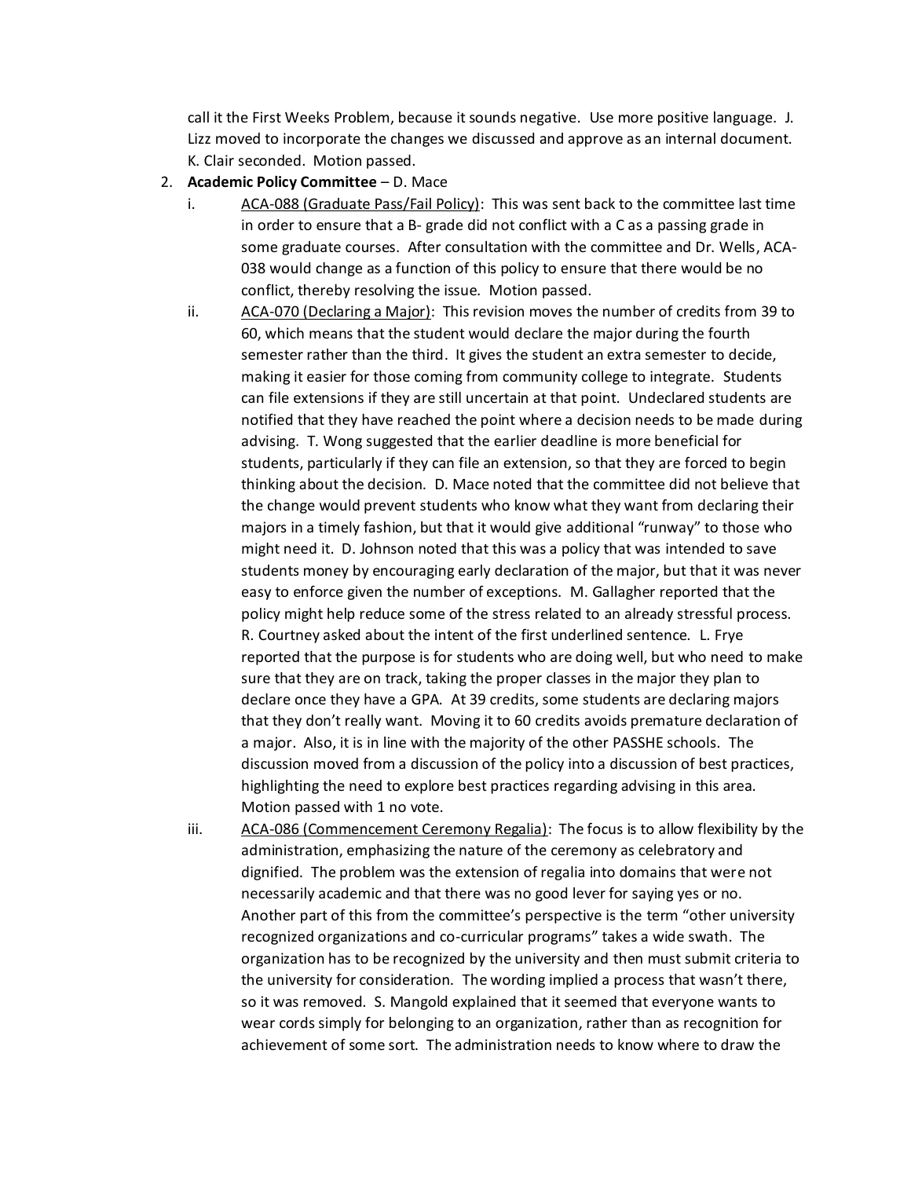call it the First Weeks Problem, because it sounds negative. Use more positive language. J. Lizz moved to incorporate the changes we discussed and approve as an internal document. K. Clair seconded. Motion passed.

2. **Academic Policy Committee** – D. Mace
   i. <u>ACA-088 (Graduate Pass/Fail Policy)</u>: This was sent back to the committee last time in order to ensure that a B- grade did not conflict with a C as a passing grade in some graduate courses. After consultation with the committee and Dr. Wells, ACA-038 would change as a function of this policy to ensure that there would be no conflict, thereby resolving the issue. Motion passed.
   ii. <u>ACA-070 (Declaring a Major)</u>: This revision moves the number of credits from 39 to 60, which means that the student would declare the major during the fourth semester rather than the third. It gives the student an extra semester to decide, making it easier for those coming from community college to integrate. Students can file extensions if they are still uncertain at that point. Undeclared students are notified that they have reached the point where a decision needs to be made during advising. T. Wong suggested that the earlier deadline is more beneficial for students, particularly if they can file an extension, so that they are forced to begin thinking about the decision. D. Mace noted that the committee did not believe that the change would prevent students who know what they want from declaring their majors in a timely fashion, but that it would give additional "runway" to those who might need it. D. Johnson noted that this was a policy that was intended to save students money by encouraging early declaration of the major, but that it was never easy to enforce given the number of exceptions. M. Gallagher reported that the policy might help reduce some of the stress related to an already stressful process. R. Courtney asked about the intent of the first underlined sentence. L. Frye reported that the purpose is for students who are doing well, but who need to make sure that they are on track, taking the proper classes in the major they plan to declare once they have a GPA. At 39 credits, some students are declaring majors that they don't really want. Moving it to 60 credits avoids premature declaration of a major. Also, it is in line with the majority of the other PASSHE schools. The discussion moved from a discussion of the policy into a discussion of best practices, highlighting the need to explore best practices regarding advising in this area. Motion passed with 1 no vote.
   iii. <u>ACA-086 (Commencement Ceremony Regalia)</u>: The focus is to allow flexibility by the administration, emphasizing the nature of the ceremony as celebratory and dignified. The problem was the extension of regalia into domains that were not necessarily academic and that there was no good lever for saying yes or no. Another part of this from the committee's perspective is the term "other university recognized organizations and co-curricular programs" takes a wide swath. The organization has to be recognized by the university and then must submit criteria to the university for consideration. The wording implied a process that wasn't there, so it was removed. S. Mangold explained that it seemed that everyone wants to wear cords simply for belonging to an organization, rather than as recognition for achievement of some sort. The administration needs to know where to draw the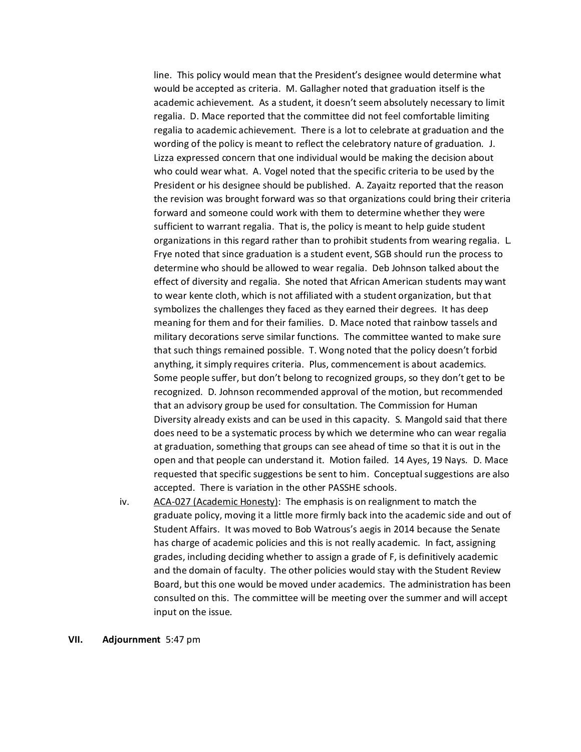line. This policy would mean that the President's designee would determine what would be accepted as criteria. M. Gallagher noted that graduation itself is the academic achievement. As a student, it doesn't seem absolutely necessary to limit regalia. D. Mace reported that the committee did not feel comfortable limiting regalia to academic achievement. There is a lot to celebrate at graduation and the wording of the policy is meant to reflect the celebratory nature of graduation. J. Lizza expressed concern that one individual would be making the decision about who could wear what. A. Vogel noted that the specific criteria to be used by the President or his designee should be published. A. Zayaitz reported that the reason the revision was brought forward was so that organizations could bring their criteria forward and someone could work with them to determine whether they were sufficient to warrant regalia. That is, the policy is meant to help guide student organizations in this regard rather than to prohibit students from wearing regalia. L. Frye noted that since graduation is a student event, SGB should run the process to determine who should be allowed to wear regalia. Deb Johnson talked about the effect of diversity and regalia. She noted that African American students may want to wear kente cloth, which is not affiliated with a student organization, but that symbolizes the challenges they faced as they earned their degrees. It has deep meaning for them and for their families. D. Mace noted that rainbow tassels and military decorations serve similar functions. The committee wanted to make sure that such things remained possible. T. Wong noted that the policy doesn't forbid anything, it simply requires criteria. Plus, commencement is about academics. Some people suffer, but don't belong to recognized groups, so they don't get to be recognized. D. Johnson recommended approval of the motion, but recommended that an advisory group be used for consultation. The Commission for Human Diversity already exists and can be used in this capacity. S. Mangold said that there does need to be a systematic process by which we determine who can wear regalia at graduation, something that groups can see ahead of time so that it is out in the open and that people can understand it. Motion failed. 14 Ayes, 19 Nays. D. Mace requested that specific suggestions be sent to him. Conceptual suggestions are also accepted. There is variation in the other PASSHE schools.

iv. ACA-027 (Academic Honesty): The emphasis is on realignment to match the graduate policy, moving it a little more firmly back into the academic side and out of Student Affairs. It was moved to Bob Watrous's aegis in 2014 because the Senate has charge of academic policies and this is not really academic. In fact, assigning grades, including deciding whether to assign a grade of F, is definitively academic and the domain of faculty. The other policies would stay with the Student Review Board, but this one would be moved under academics. The administration has been consulted on this. The committee will be meeting over the summer and will accept input on the issue.

**VII. Adjournment** 5:47 pm